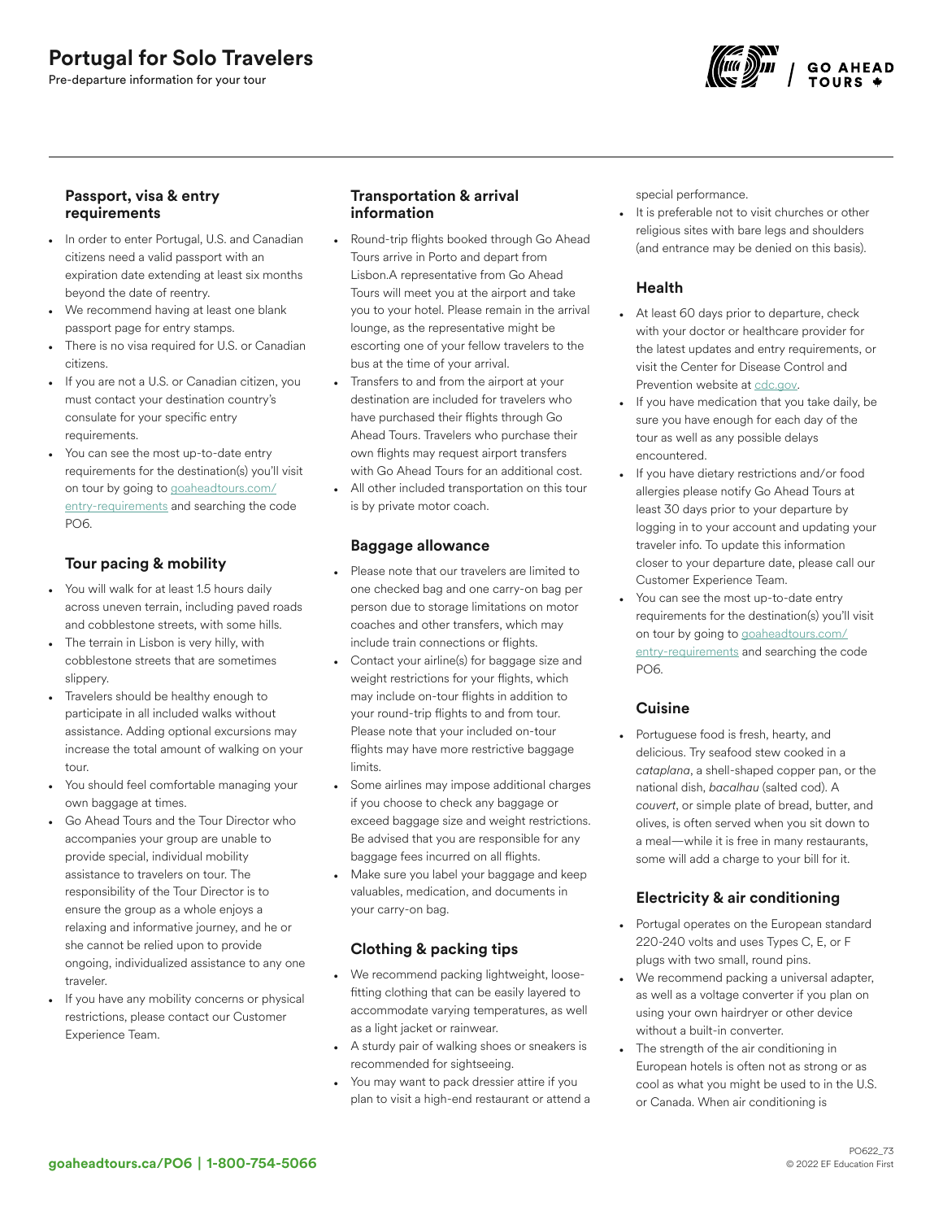# Portugal for Solo Travelers

Pre-departure information for your tour

### Passport, visa & entry requirements

- In order to enter Portugal, U.S. and Canadian citizens need a valid passport with an expiration date extending at least six months beyond the date of reentry.
- We recommend having at least one blank passport page for entry stamps.
- There is no visa required for U.S. or Canadian citizens.
- If you are not a U.S. or Canadian citizen, you must contact your destination country's consulate for your specific entry requirements.
- You can see the most up-to-date entry requirements for the destination(s) you'll visit on tour by going to goaheadtours.com/entry-requirements and searching the code PO6.

### Tour pacing & mobility

- You will walk for at least 1.5 hours daily across uneven terrain, including paved roads and cobblestone streets, with some hills.
- The terrain in Lisbon is very hilly, with cobblestone streets that are sometimes slippery.
- Travelers should be healthy enough to participate in all included walks without assistance. Adding optional excursions may increase the total amount of walking on your tour.
- You should feel comfortable managing your own baggage at times.
- Go Ahead Tours and the Tour Director who accompanies your group are unable to provide special, individual mobility assistance to travelers on tour. The responsibility of the Tour Director is to ensure the group as a whole enjoys a relaxing and informative journey, and he or she cannot be relied upon to provide ongoing, individualized assistance to any one traveler.
- If you have any mobility concerns or physical restrictions, please contact our Customer Experience Team.

### Transportation & arrival information

- Round-trip flights booked through Go Ahead Tours arrive in Porto and depart from Lisbon.A representative from Go Ahead Tours will meet you at the airport and take you to your hotel. Please remain in the arrival lounge, as the representative might be escorting one of your fellow travelers to the bus at the time of your arrival.
- Transfers to and from the airport at your destination are included for travelers who have purchased their flights through Go Ahead Tours. Travelers who purchase their own flights may request airport transfers with Go Ahead Tours for an additional cost.
- All other included transportation on this tour is by private motor coach.

### Baggage allowance

- Please note that our travelers are limited to one checked bag and one carry-on bag per person due to storage limitations on motor coaches and other transfers, which may include train connections or flights.
- Contact your airline(s) for baggage size and weight restrictions for your flights, which may include on-tour flights in addition to your round-trip flights to and from tour. Please note that your included on-tour flights may have more restrictive baggage limits.
- Some airlines may impose additional charges if you choose to check any baggage or exceed baggage size and weight restrictions. Be advised that you are responsible for any baggage fees incurred on all flights.
- Make sure you label your baggage and keep valuables, medication, and documents in your carry-on bag.

### Clothing & packing tips

- We recommend packing lightweight, loose-fitting clothing that can be easily layered to accommodate varying temperatures, as well as a light jacket or rainwear.
- A sturdy pair of walking shoes or sneakers is recommended for sightseeing.
- You may want to pack dressier attire if you plan to visit a high-end restaurant or attend a special performance.
- It is preferable not to visit churches or other religious sites with bare legs and shoulders (and entrance may be denied on this basis).

### Health

- At least 60 days prior to departure, check with your doctor or healthcare provider for the latest updates and entry requirements, or visit the Center for Disease Control and Prevention website at cdc.gov.
- If you have medication that you take daily, be sure you have enough for each day of the tour as well as any possible delays encountered.
- If you have dietary restrictions and/or food allergies please notify Go Ahead Tours at least 30 days prior to your departure by logging in to your account and updating your traveler info. To update this information closer to your departure date, please call our Customer Experience Team.
- You can see the most up-to-date entry requirements for the destination(s) you'll visit on tour by going to goaheadtours.com/entry-requirements and searching the code PO6.

### Cuisine

- Portuguese food is fresh, hearty, and delicious. Try seafood stew cooked in a *cataplana*, a shell-shaped copper pan, or the national dish, *bacalhau* (salted cod). A *couvert*, or simple plate of bread, butter, and olives, is often served when you sit down to a meal—while it is free in many restaurants, some will add a charge to your bill for it.

### Electricity & air conditioning

- Portugal operates on the European standard 220-240 volts and uses Types C, E, or F plugs with two small, round pins.
- We recommend packing a universal adapter, as well as a voltage converter if you plan on using your own hairdryer or other device without a built-in converter.
- The strength of the air conditioning in European hotels is often not as strong or as cool as what you might be used to in the U.S. or Canada. When air conditioning is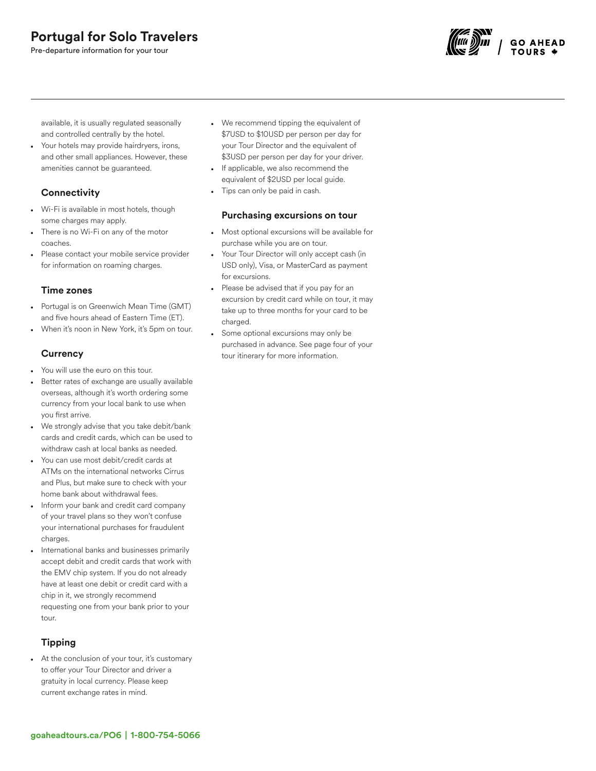available, it is usually regulated seasonally and controlled centrally by the hotel.

- Your hotels may provide hairdryers, irons, and other small appliances. However, these amenities cannot be guaranteed.

### Connectivity

- Wi-Fi is available in most hotels, though some charges may apply.
- There is no Wi-Fi on any of the motor coaches.
- Please contact your mobile service provider for information on roaming charges.

### Time zones

- Portugal is on Greenwich Mean Time (GMT) and five hours ahead of Eastern Time (ET).
- When it's noon in New York, it's 5pm on tour.

### Currency

- You will use the euro on this tour.
- Better rates of exchange are usually available overseas, although it's worth ordering some currency from your local bank to use when you first arrive.
- We strongly advise that you take debit/bank cards and credit cards, which can be used to withdraw cash at local banks as needed.
- You can use most debit/credit cards at ATMs on the international networks Cirrus and Plus, but make sure to check with your home bank about withdrawal fees.
- Inform your bank and credit card company of your travel plans so they won't confuse your international purchases for fraudulent charges.
- International banks and businesses primarily accept debit and credit cards that work with the EMV chip system. If you do not already have at least one debit or credit card with a chip in it, we strongly recommend requesting one from your bank prior to your tour.

### Tipping

- At the conclusion of your tour, it's customary to offer your Tour Director and driver a gratuity in local currency. Please keep current exchange rates in mind.
- We recommend tipping the equivalent of $7USD to $10USD per person per day for your Tour Director and the equivalent of $3USD per person per day for your driver.
- If applicable, we also recommend the equivalent of $2USD per local guide.
- Tips can only be paid in cash.

### Purchasing excursions on tour

- Most optional excursions will be available for purchase while you are on tour.
- Your Tour Director will only accept cash (in USD only), Visa, or MasterCard as payment for excursions.
- Please be advised that if you pay for an excursion by credit card while on tour, it may take up to three months for your card to be charged.
- Some optional excursions may only be purchased in advance. See page four of your tour itinerary for more information.